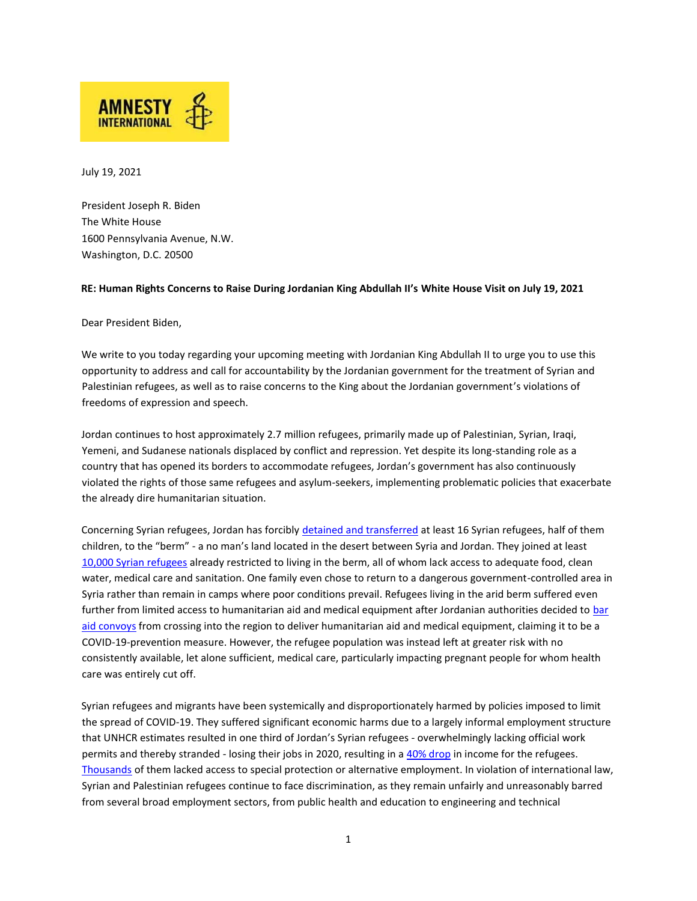AMNESTY INTERNATIONAL

July 19, 2021

President Joseph R. Biden
The White House
1600 Pennsylvania Avenue, N.W.
Washington, D.C. 20500

**RE: Human Rights Concerns to Raise During Jordanian King Abdullah II's White House Visit on July 19, 2021**

Dear President Biden,

We write to you today regarding your upcoming meeting with Jordanian King Abdullah II to urge you to use this opportunity to address and call for accountability by the Jordanian government for the treatment of Syrian and Palestinian refugees, as well as to raise concerns to the King about the Jordanian government's violations of freedoms of expression and speech.

Jordan continues to host approximately 2.7 million refugees, primarily made up of Palestinian, Syrian, Iraqi, Yemeni, and Sudanese nationals displaced by conflict and repression. Yet despite its long-standing role as a country that has opened its borders to accommodate refugees, Jordan's government has also continuously violated the rights of those same refugees and asylum-seekers, implementing problematic policies that exacerbate the already dire humanitarian situation.

Concerning Syrian refugees, Jordan has forcibly detained and transferred at least 16 Syrian refugees, half of them children, to the "berm" - a no man's land located in the desert between Syria and Jordan. They joined at least 10,000 Syrian refugees already restricted to living in the berm, all of whom lack access to adequate food, clean water, medical care and sanitation. One family even chose to return to a dangerous government-controlled area in Syria rather than remain in camps where poor conditions prevail. Refugees living in the arid berm suffered even further from limited access to humanitarian aid and medical equipment after Jordanian authorities decided to bar aid convoys from crossing into the region to deliver humanitarian aid and medical equipment, claiming it to be a COVID-19-prevention measure. However, the refugee population was instead left at greater risk with no consistently available, let alone sufficient, medical care, particularly impacting pregnant people for whom health care was entirely cut off.

Syrian refugees and migrants have been systemically and disproportionately harmed by policies imposed to limit the spread of COVID-19. They suffered significant economic harms due to a largely informal employment structure that UNHCR estimates resulted in one third of Jordan's Syrian refugees - overwhelmingly lacking official work permits and thereby stranded - losing their jobs in 2020, resulting in a 40% drop in income for the refugees. Thousands of them lacked access to special protection or alternative employment. In violation of international law, Syrian and Palestinian refugees continue to face discrimination, as they remain unfairly and unreasonably barred from several broad employment sectors, from public health and education to engineering and technical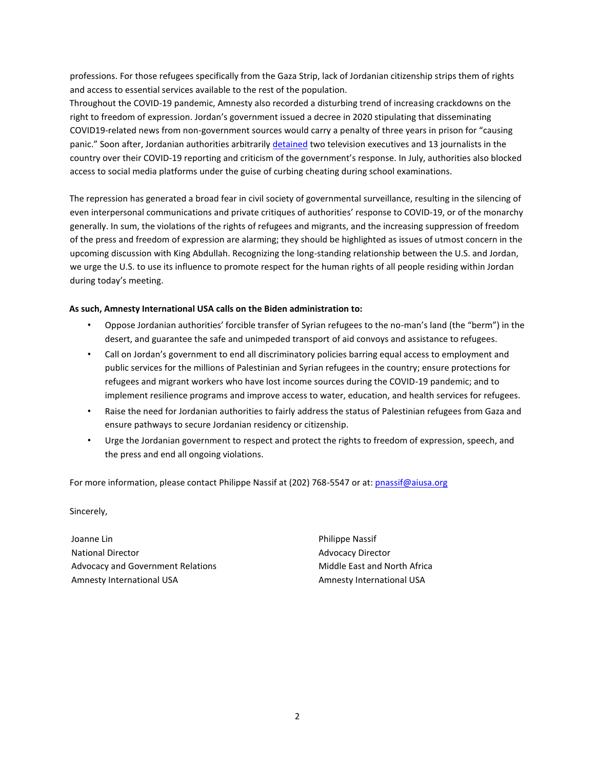professions. For those refugees specifically from the Gaza Strip, lack of Jordanian citizenship strips them of rights and access to essential services available to the rest of the population.

Throughout the COVID-19 pandemic, Amnesty also recorded a disturbing trend of increasing crackdowns on the right to freedom of expression. Jordan's government issued a decree in 2020 stipulating that disseminating COVID19-related news from non-government sources would carry a penalty of three years in prison for "causing panic." Soon after, Jordanian authorities arbitrarily detained two television executives and 13 journalists in the country over their COVID-19 reporting and criticism of the government's response. In July, authorities also blocked access to social media platforms under the guise of curbing cheating during school examinations.

The repression has generated a broad fear in civil society of governmental surveillance, resulting in the silencing of even interpersonal communications and private critiques of authorities' response to COVID-19, or of the monarchy generally. In sum, the violations of the rights of refugees and migrants, and the increasing suppression of freedom of the press and freedom of expression are alarming; they should be highlighted as issues of utmost concern in the upcoming discussion with King Abdullah. Recognizing the long-standing relationship between the U.S. and Jordan, we urge the U.S. to use its influence to promote respect for the human rights of all people residing within Jordan during today's meeting.

**As such, Amnesty International USA calls on the Biden administration to:**

- Oppose Jordanian authorities' forcible transfer of Syrian refugees to the no-man's land (the "berm") in the desert, and guarantee the safe and unimpeded transport of aid convoys and assistance to refugees.
- Call on Jordan's government to end all discriminatory policies barring equal access to employment and public services for the millions of Palestinian and Syrian refugees in the country; ensure protections for refugees and migrant workers who have lost income sources during the COVID-19 pandemic; and to implement resilience programs and improve access to water, education, and health services for refugees.
- Raise the need for Jordanian authorities to fairly address the status of Palestinian refugees from Gaza and ensure pathways to secure Jordanian residency or citizenship.
- Urge the Jordanian government to respect and protect the rights to freedom of expression, speech, and the press and end all ongoing violations.

For more information, please contact Philippe Nassif at (202) 768-5547 or at: pnassif@aiusa.org

Sincerely,

Joanne Lin
National Director
Advocacy and Government Relations
Amnesty International USA

Philippe Nassif
Advocacy Director
Middle East and North Africa
Amnesty International USA